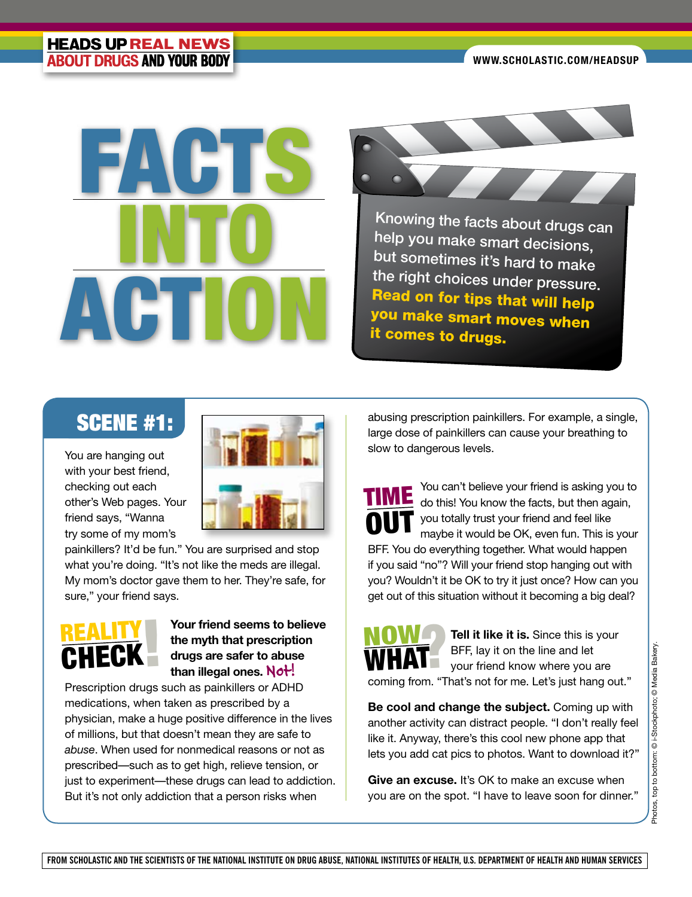HEADS UP REAL NEWS ABOUT DRUGS AND YOUR BODY

WWW.SCHOLASTIC.COM/HEADSUP

# FACTS INTO ACTION

Knowing the facts about drugs can help you make smart decisions, but sometimes it's hard to make the right choices under pressure. **Read on for tips that will help you make smart moves when it comes to drugs.**

## SCENE #1:

You are hanging out with your best friend, checking out each other's Web pages. Your friend says, "Wanna try some of my mom's painkillers? It'd be fun." You are surprised and stop what you're doing. "It's not like the meds are illegal. My mom's doctor gave them to her. They're safe, for sure," your friend says.

### REALITY CHECK!

**Your friend seems to believe the myth that prescription drugs are safer to abuse than illegal ones.** Not!

Prescription drugs such as painkillers or ADHD medications, when taken as prescribed by a physician, make a huge positive difference in the lives of millions, but that doesn't mean they are safe to *abuse*. When used for nonmedical reasons or not as prescribed—such as to get high, relieve tension, or just to experiment—these drugs can lead to addiction. But it's not only addiction that a person risks when abusing prescription painkillers. For example, a single, large dose of painkillers can cause your breathing to slow to dangerous levels.

### TIME OUT

You can't believe your friend is asking you to do this! You know the facts, but then again, you totally trust your friend and feel like maybe it would be OK, even fun. This is your BFF. You do everything together. What would happen if you said "no"? Will your friend stop hanging out with you? Wouldn't it be OK to try it just once? How can you get out of this situation without it becoming a big deal?

### NOW WHAT?

**Tell it like it is.** Since this is your BFF, lay it on the line and let your friend know where you are coming from. "That's not for me. Let's just hang out."

**Be cool and change the subject.** Coming up with another activity can distract people. "I don't really feel like it. Anyway, there's this cool new phone app that lets you add cat pics to photos. Want to download it?"

**Give an excuse.** It's OK to make an excuse when you are on the spot. "I have to leave soon for dinner."

Photos, top to bottom: © i-Stockphoto; © Media Bakery.

FROM SCHOLASTIC AND THE SCIENTISTS OF THE NATIONAL INSTITUTE ON DRUG ABUSE, NATIONAL INSTITUTES OF HEALTH, U.S. DEPARTMENT OF HEALTH AND HUMAN SERVICES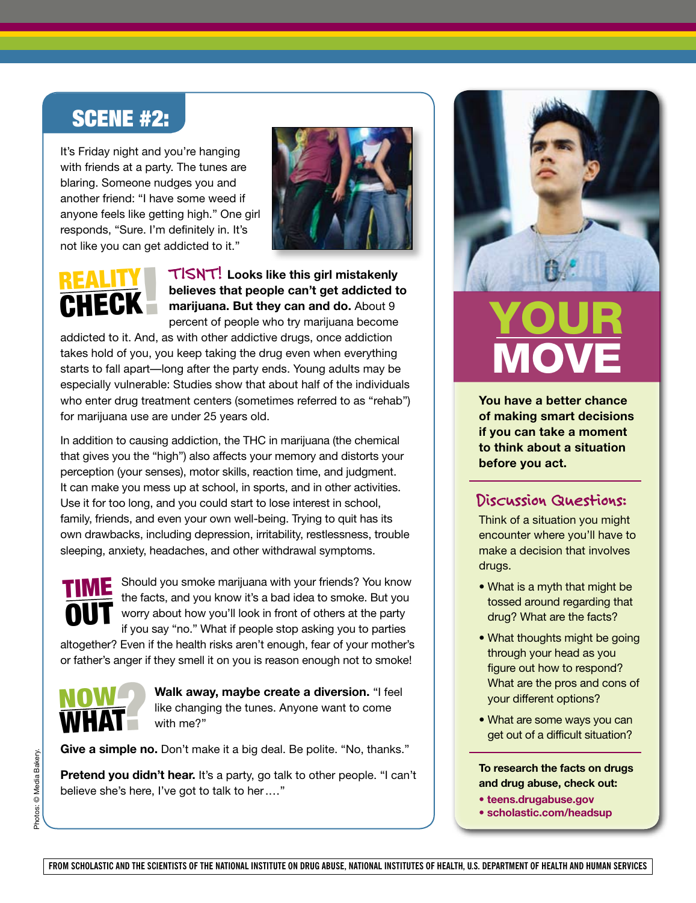## SCENE #2:

It's Friday night and you're hanging with friends at a party. The tunes are blaring. Someone nudges you and another friend: "I have some weed if anyone feels like getting high." One girl responds, "Sure. I'm definitely in. It's not like you can get addicted to it."

### REALITY CHECK!

IT ISN'T! **Looks like this girl mistakenly believes that people can't get addicted to marijuana. But they can and do.** About 9 percent of people who try marijuana become addicted to it. And, as with other addictive drugs, once addiction takes hold of you, you keep taking the drug even when everything starts to fall apart—long after the party ends. Young adults may be especially vulnerable: Studies show that about half of the individuals who enter drug treatment centers (sometimes referred to as "rehab") for marijuana use are under 25 years old.

In addition to causing addiction, the THC in marijuana (the chemical that gives you the "high") also affects your memory and distorts your perception (your senses), motor skills, reaction time, and judgment. It can make you mess up at school, in sports, and in other activities. Use it for too long, and you could start to lose interest in school, family, friends, and even your own well-being. Trying to quit has its own drawbacks, including depression, irritability, restlessness, trouble sleeping, anxiety, headaches, and other withdrawal symptoms.

### TIME OUT

Should you smoke marijuana with your friends? You know the facts, and you know it's a bad idea to smoke. But you worry about how you'll look in front of others at the party if you say "no." What if people stop asking you to parties altogether? Even if the health risks aren't enough, fear of your mother's or father's anger if they smell it on you is reason enough not to smoke!

### NOW WHAT?

**Walk away, maybe create a diversion.** "I feel like changing the tunes. Anyone want to come with me?"

**Give a simple no.** Don't make it a big deal. Be polite. "No, thanks."

**Pretend you didn't hear.** It's a party, go talk to other people. "I can't believe she's here, I've got to talk to her…."

Photos: © Media Bakery.

## YOUR MOVE

**You have a better chance of making smart decisions if you can take a moment to think about a situation before you act.**

### Discussion Questions:

Think of a situation you might encounter where you'll have to make a decision that involves drugs.

- What is a myth that might be tossed around regarding that drug? What are the facts?
- What thoughts might be going through your head as you figure out how to respond? What are the pros and cons of your different options?
- What are some ways you can get out of a difficult situation?

**To research the facts on drugs and drug abuse, check out:**

- **teens.drugabuse.gov**
- **scholastic.com/headsup**

FROM SCHOLASTIC AND THE SCIENTISTS OF THE NATIONAL INSTITUTE ON DRUG ABUSE, NATIONAL INSTITUTES OF HEALTH, U.S. DEPARTMENT OF HEALTH AND HUMAN SERVICES